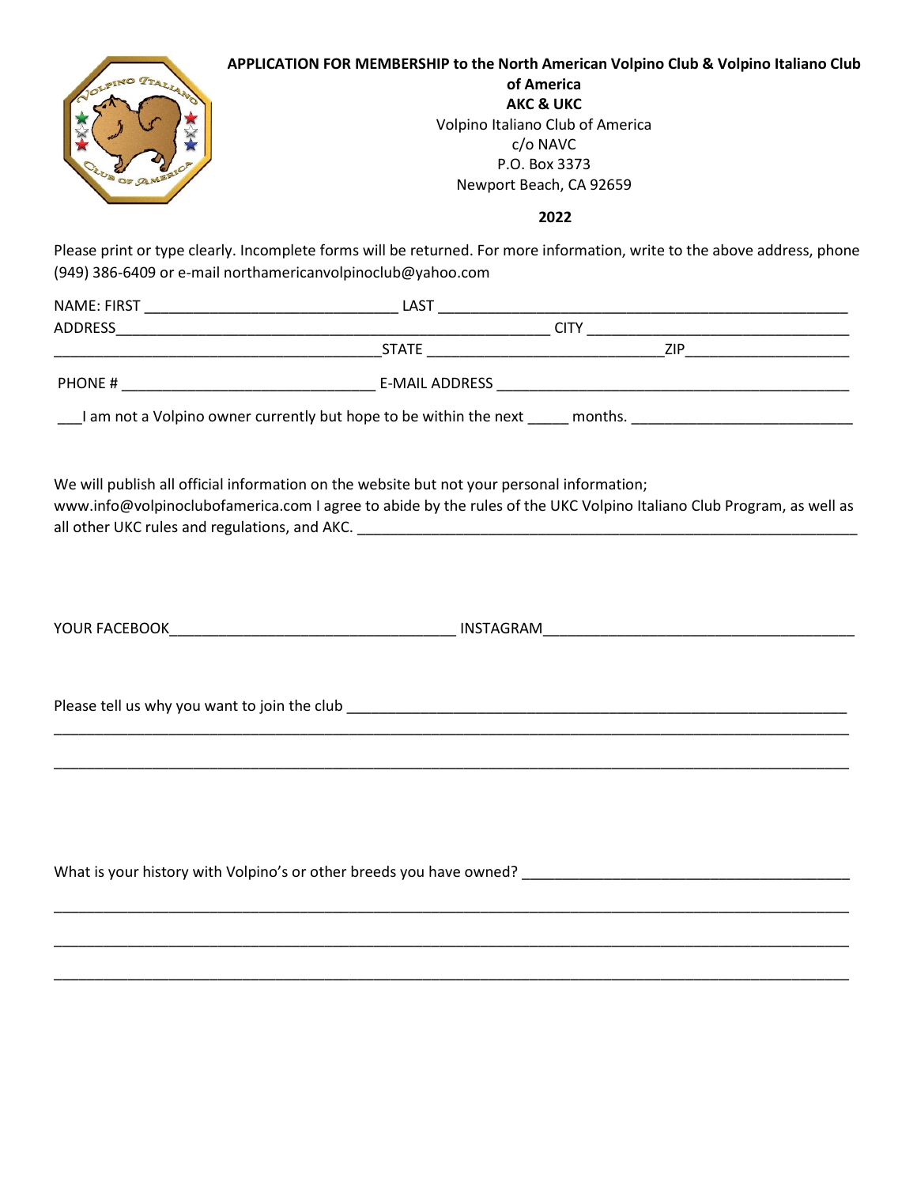**APPLICATION FOR MEMBERSHIP to the North American Volpino Club & Volpino Italiano Club of America**
**AKC & UKC**
Volpino Italiano Club of America
c/o NAVC
P.O. Box 3373
Newport Beach, CA 92659

**2022**

Please print or type clearly. Incomplete forms will be returned. For more information, write to the above address, phone (949) 386-6409 or e-mail northamericanvolpinoclub@yahoo.com

NAME: FIRST ______________________________ LAST ________________________________________________

ADDRESS____________________________________________________ CITY ______________________________

_______________________________________STATE ___________________________ZIP__________________

PHONE # ______________________________ E-MAIL ADDRESS __________________________________________

___I am not a Volpino owner currently but hope to be within the next _____ months. ___________________________

We will publish all official information on the website but not your personal information; www.info@volpinoclubofamerica.com I agree to abide by the rules of the UKC Volpino Italiano Club Program, as well as all other UKC rules and regulations, and AKC. ____________________________________________________________

YOUR FACEBOOK__________________________________ INSTAGRAM_____________________________________

Please tell us why you want to join the club ____________________________________________________________

____________________________________________________________________________________________________

____________________________________________________________________________________________________

What is your history with Volpino's or other breeds you have owned? ________________________________________

____________________________________________________________________________________________________

____________________________________________________________________________________________________

____________________________________________________________________________________________________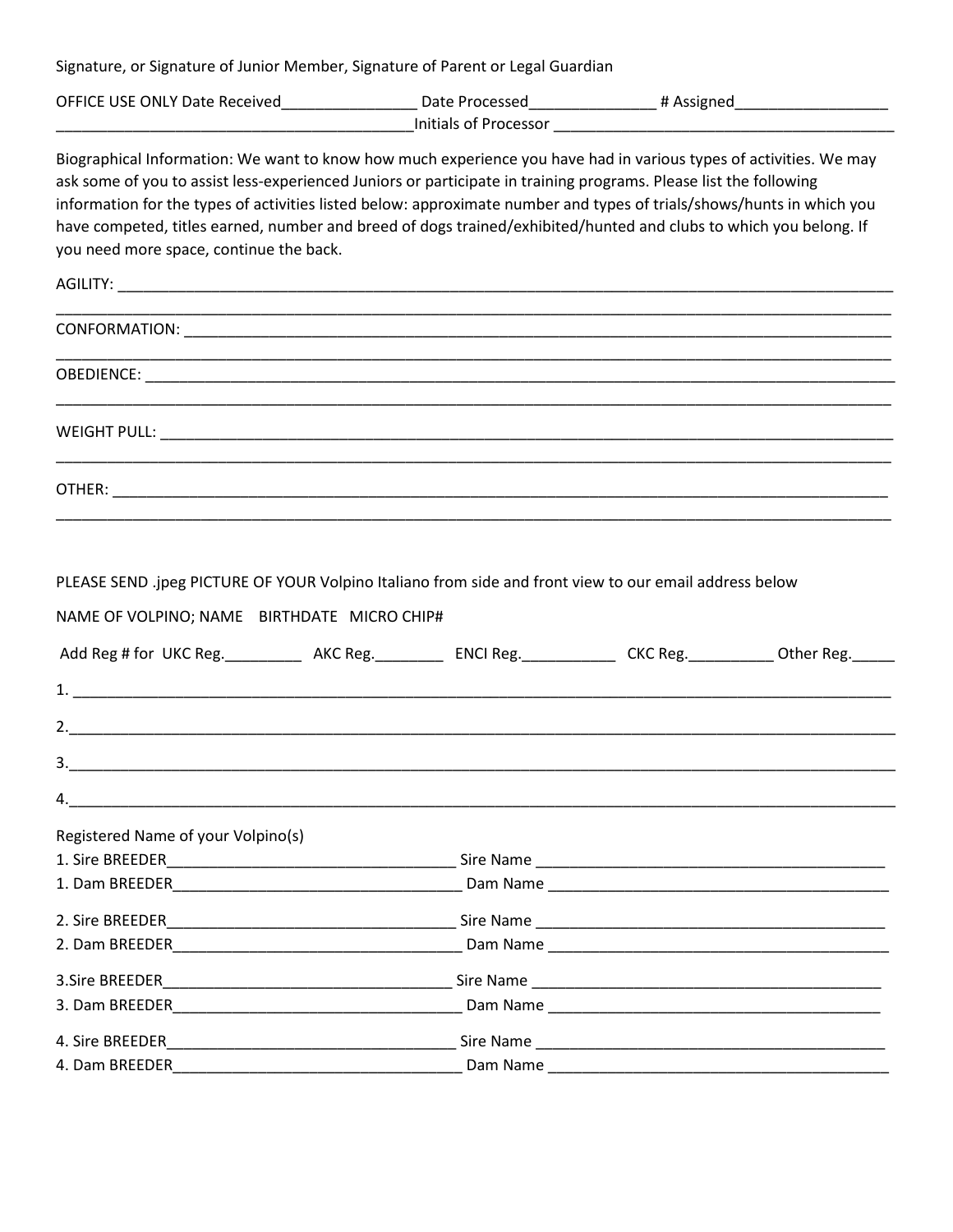Signature, or Signature of Junior Member, Signature of Parent or Legal Guardian

OFFICE USE ONLY Date Received________________ Date Processed_______________ # Assigned__________________
___________________________________________Initials of Processor __________________________________________

Biographical Information: We want to know how much experience you have had in various types of activities. We may ask some of you to assist less-experienced Juniors or participate in training programs. Please list the following information for the types of activities listed below: approximate number and types of trials/shows/hunts in which you have competed, titles earned, number and breed of dogs trained/exhibited/hunted and clubs to which you belong. If you need more space, continue the back.

AGILITY: ______________________________________________________________________________________________
_______________________________________________________________________________________________________

CONFORMATION: _________________________________________________________________________________________
_______________________________________________________________________________________________________

OBEDIENCE: ____________________________________________________________________________________________
_______________________________________________________________________________________________________

WEIGHT PULL: __________________________________________________________________________________________
_______________________________________________________________________________________________________

OTHER: ________________________________________________________________________________________________
_______________________________________________________________________________________________________

PLEASE SEND .jpeg PICTURE OF YOUR Volpino Italiano from side and front view to our email address below

NAME OF VOLPINO; NAME BIRTHDATE MICRO CHIP#

Add Reg # for UKC Reg._________ AKC Reg.________ ENCI Reg.___________ CKC Reg.__________ Other Reg._____

1. _____________________________________________________________________________________________________

2._____________________________________________________________________________________________________

3._____________________________________________________________________________________________________

4._____________________________________________________________________________________________________

Registered Name of your Volpino(s)

1. Sire BREEDER__________________________________ Sire Name __________________________________________
1. Dam BREEDER__________________________________ Dam Name __________________________________________

2. Sire BREEDER__________________________________ Sire Name __________________________________________
2. Dam BREEDER__________________________________ Dam Name __________________________________________

3.Sire BREEDER__________________________________ Sire Name __________________________________________
3. Dam BREEDER__________________________________ Dam Name __________________________________________

4. Sire BREEDER__________________________________ Sire Name __________________________________________
4. Dam BREEDER__________________________________ Dam Name __________________________________________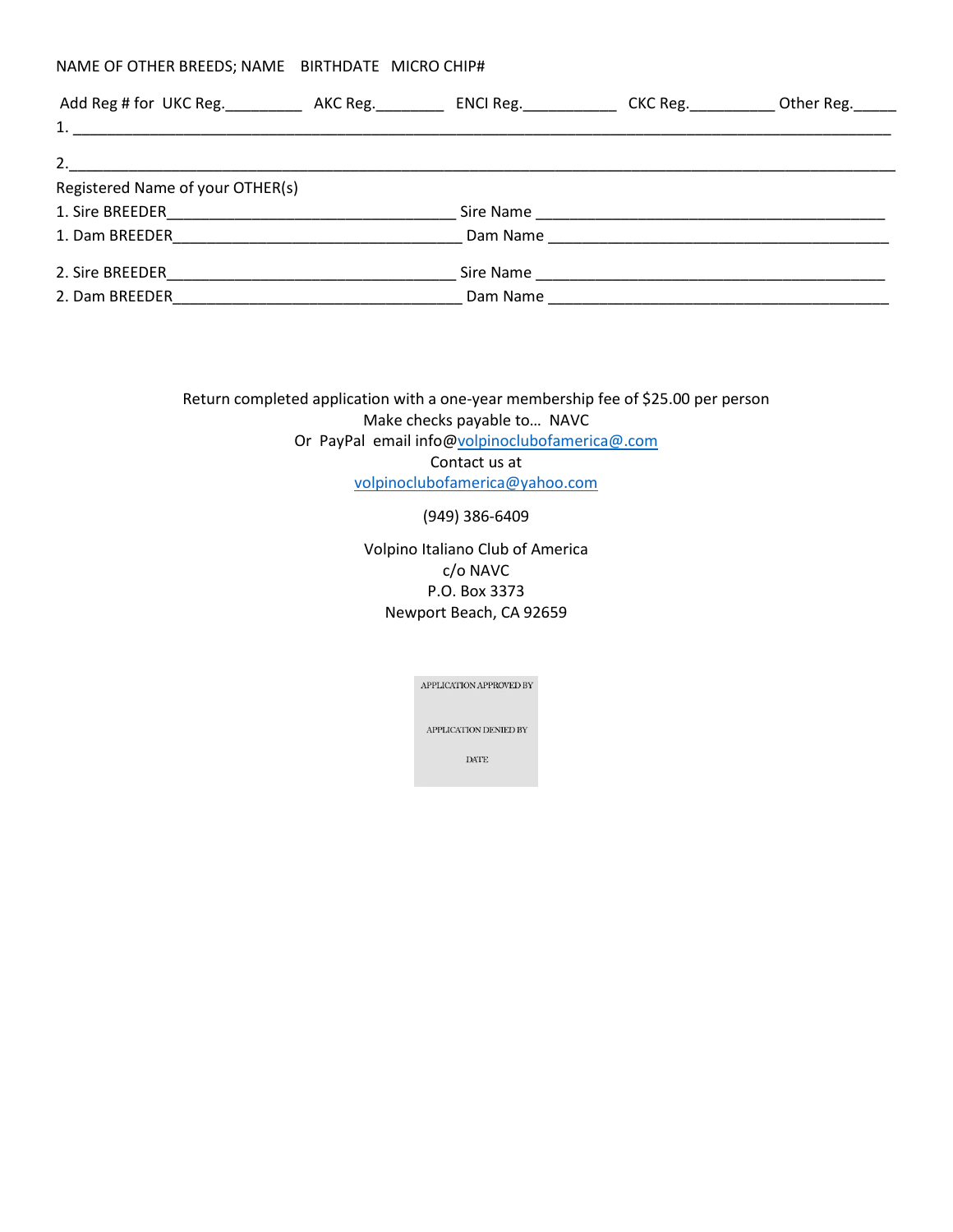NAME OF OTHER BREEDS; NAME BIRTHDATE MICRO CHIP#

Add Reg # for UKC Reg.__________ AKC Reg.________ ENCI Reg.___________ CKC Reg.__________ Other Reg._____

1. ____________________________________________________________________________________________

2.____________________________________________________________________________________________

Registered Name of your OTHER(s)

1. Sire BREEDER___________________________________ Sire Name ___________________________________________
1. Dam BREEDER__________________________________ Dam Name _________________________________________

2. Sire BREEDER___________________________________ Sire Name ___________________________________________
2. Dam BREEDER__________________________________ Dam Name _________________________________________

Return completed application with a one-year membership fee of $25.00 per person
Make checks payable to… NAVC
Or PayPal email info@volpinoclubofamerica@.com
Contact us at
volpinoclubofamerica@yahoo.com

(949) 386-6409

Volpino Italiano Club of America
c/o NAVC
P.O. Box 3373
Newport Beach, CA 92659

APPLICATION APPROVED BY

APPLICATION DENIED BY

DATE